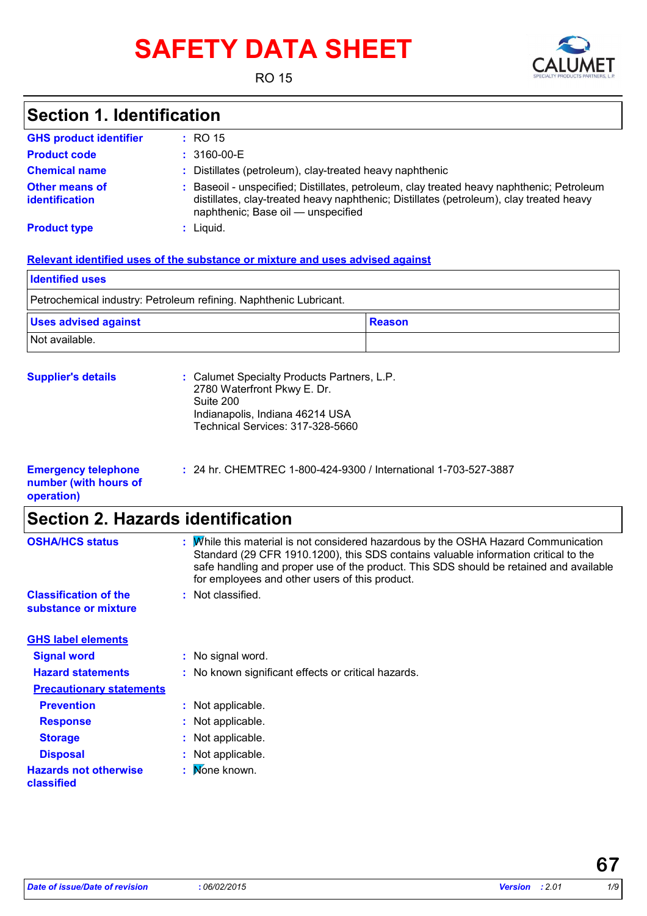# SAFETY DATA SHEET

RO 15

## Section 1. Identification

**GHS product identifier** : RO 15

**Product code** : 3160-00-E

**Chemical name** : Distillates (petroleum), clay-treated heavy naphthenic

**Other means of identification** : Baseoil - unspecified; Distillates, petroleum, clay treated heavy naphthenic; Petroleum distillates, clay-treated heavy naphthenic; Distillates (petroleum), clay treated heavy naphthenic; Base oil — unspecified

**Product type** : Liquid.

**Relevant identified uses of the substance or mixture and uses advised against**

| Identified uses | |
|---|---|
| Petrochemical industry: Petroleum refining. Naphthenic Lubricant. | |

| Uses advised against | Reason |
|---|---|
| Not available. | |

**Supplier's details** : Calumet Specialty Products Partners, L.P.
2780 Waterfront Pkwy E. Dr.
Suite 200
Indianapolis, Indiana 46214 USA
Technical Services: 317-328-5660

**Emergency telephone number (with hours of operation)** : 24 hr. CHEMTREC 1-800-424-9300 / International 1-703-527-3887

## Section 2. Hazards identification

**OSHA/HCS status** : While this material is not considered hazardous by the OSHA Hazard Communication Standard (29 CFR 1910.1200), this SDS contains valuable information critical to the safe handling and proper use of the product. This SDS should be retained and available for employees and other users of this product.

**Classification of the substance or mixture** : Not classified.

**GHS label elements**

**Signal word** : No signal word.

**Hazard statements** : No known significant effects or critical hazards.

**Precautionary statements**

**Prevention** : Not applicable.

**Response** : Not applicable.

**Storage** : Not applicable.

**Disposal** : Not applicable.

**Hazards not otherwise classified** : None known.

67

*Date of issue/Date of revision* : 06/02/2015 *Version* : 2.01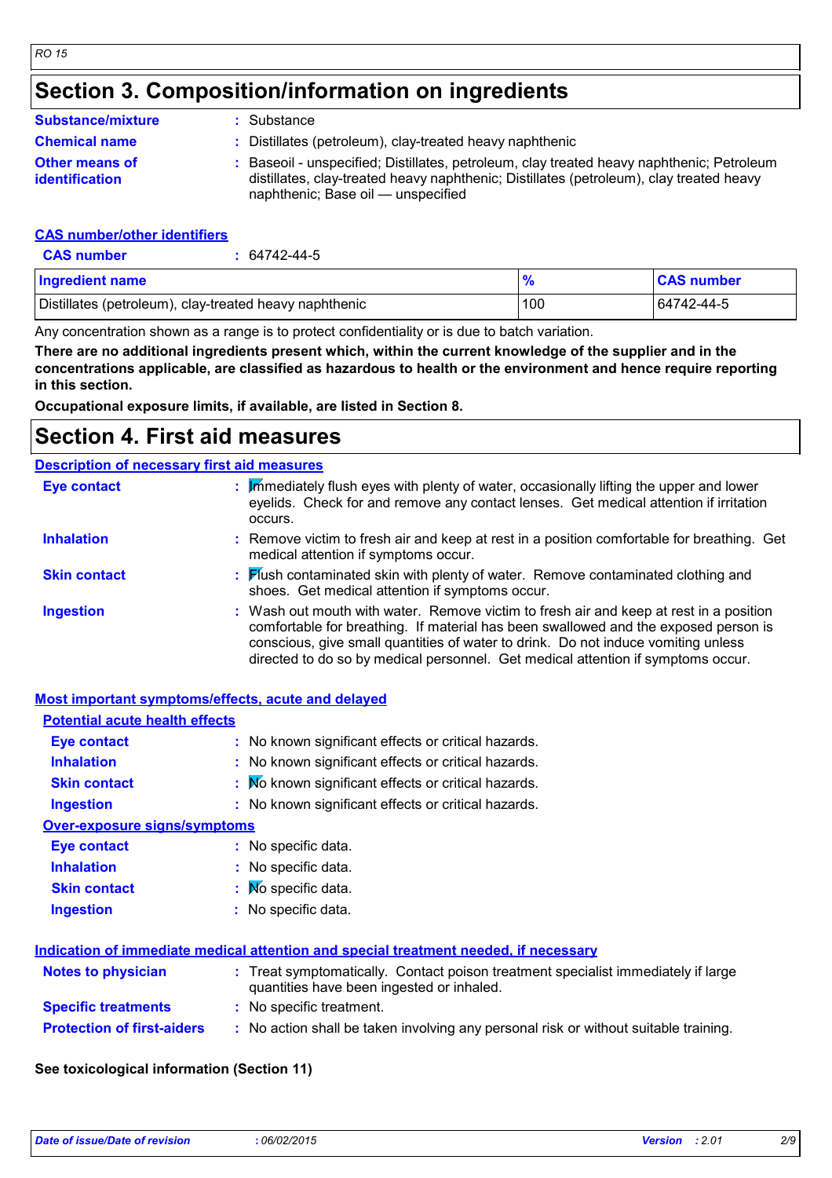## Section 3. Composition/information on ingredients

**Substance/mixture** : Substance

**Chemical name** : Distillates (petroleum), clay-treated heavy naphthenic

**Other means of identification** : Baseoil - unspecified; Distillates, petroleum, clay treated heavy naphthenic; Petroleum distillates, clay-treated heavy naphthenic; Distillates (petroleum), clay treated heavy naphthenic; Base oil — unspecified

**CAS number/other identifiers**

**CAS number** : 64742-44-5

| Ingredient name | % | CAS number |
|---|---|---|
| Distillates (petroleum), clay-treated heavy naphthenic | 100 | 64742-44-5 |

Any concentration shown as a range is to protect confidentiality or is due to batch variation.

**There are no additional ingredients present which, within the current knowledge of the supplier and in the concentrations applicable, are classified as hazardous to health or the environment and hence require reporting in this section.**

**Occupational exposure limits, if available, are listed in Section 8.**

## Section 4. First aid measures

**Description of necessary first aid measures**

**Eye contact** : Immediately flush eyes with plenty of water, occasionally lifting the upper and lower eyelids. Check for and remove any contact lenses. Get medical attention if irritation occurs.

**Inhalation** : Remove victim to fresh air and keep at rest in a position comfortable for breathing. Get medical attention if symptoms occur.

**Skin contact** : Flush contaminated skin with plenty of water. Remove contaminated clothing and shoes. Get medical attention if symptoms occur.

**Ingestion** : Wash out mouth with water. Remove victim to fresh air and keep at rest in a position comfortable for breathing. If material has been swallowed and the exposed person is conscious, give small quantities of water to drink. Do not induce vomiting unless directed to do so by medical personnel. Get medical attention if symptoms occur.

**Most important symptoms/effects, acute and delayed**

**Potential acute health effects**

**Eye contact** : No known significant effects or critical hazards.

**Inhalation** : No known significant effects or critical hazards.

**Skin contact** : No known significant effects or critical hazards.

**Ingestion** : No known significant effects or critical hazards.

**Over-exposure signs/symptoms**

**Eye contact** : No specific data.

**Inhalation** : No specific data.

**Skin contact** : No specific data.

**Ingestion** : No specific data.

**Indication of immediate medical attention and special treatment needed, if necessary**

**Notes to physician** : Treat symptomatically. Contact poison treatment specialist immediately if large quantities have been ingested or inhaled.

**Specific treatments** : No specific treatment.

**Protection of first-aiders** : No action shall be taken involving any personal risk or without suitable training.

**See toxicological information (Section 11)**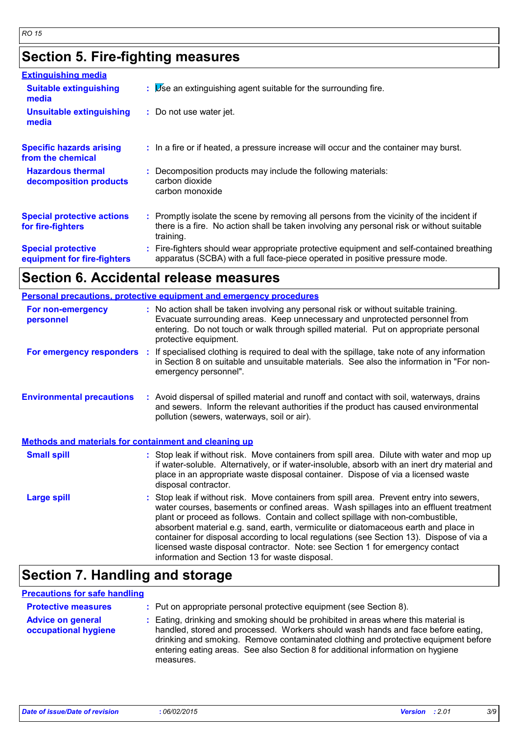## Section 5. Fire-fighting measures

### Extinguishing media

| | | |
|---|---|---|
| **Suitable extinguishing media** | : | Use an extinguishing agent suitable for the surrounding fire. |
| **Unsuitable extinguishing media** | : | Do not use water jet. |
| **Specific hazards arising from the chemical** | : | In a fire or if heated, a pressure increase will occur and the container may burst. |
| **Hazardous thermal decomposition products** | : | Decomposition products may include the following materials:<br>carbon dioxide<br>carbon monoxide |
| **Special protective actions for fire-fighters** | : | Promptly isolate the scene by removing all persons from the vicinity of the incident if there is a fire. No action shall be taken involving any personal risk or without suitable training. |
| **Special protective equipment for fire-fighters** | : | Fire-fighters should wear appropriate protective equipment and self-contained breathing apparatus (SCBA) with a full face-piece operated in positive pressure mode. |

## Section 6. Accidental release measures

### Personal precautions, protective equipment and emergency procedures

| | | |
|---|---|---|
| **For non-emergency personnel** | : | No action shall be taken involving any personal risk or without suitable training. Evacuate surrounding areas. Keep unnecessary and unprotected personnel from entering. Do not touch or walk through spilled material. Put on appropriate personal protective equipment. |
| **For emergency responders** | : | If specialised clothing is required to deal with the spillage, take note of any information in Section 8 on suitable and unsuitable materials. See also the information in "For non-emergency personnel". |
| **Environmental precautions** | : | Avoid dispersal of spilled material and runoff and contact with soil, waterways, drains and sewers. Inform the relevant authorities if the product has caused environmental pollution (sewers, waterways, soil or air). |

### Methods and materials for containment and cleaning up

| | | |
|---|---|---|
| **Small spill** | : | Stop leak if without risk. Move containers from spill area. Dilute with water and mop up if water-soluble. Alternatively, or if water-insoluble, absorb with an inert dry material and place in an appropriate waste disposal container. Dispose of via a licensed waste disposal contractor. |
| **Large spill** | : | Stop leak if without risk. Move containers from spill area. Prevent entry into sewers, water courses, basements or confined areas. Wash spillages into an effluent treatment plant or proceed as follows. Contain and collect spillage with non-combustible, absorbent material e.g. sand, earth, vermiculite or diatomaceous earth and place in container for disposal according to local regulations (see Section 13). Dispose of via a licensed waste disposal contractor. Note: see Section 1 for emergency contact information and Section 13 for waste disposal. |

## Section 7. Handling and storage

### Precautions for safe handling

| | | |
|---|---|---|
| **Protective measures** | : | Put on appropriate personal protective equipment (see Section 8). |
| **Advice on general occupational hygiene** | : | Eating, drinking and smoking should be prohibited in areas where this material is handled, stored and processed. Workers should wash hands and face before eating, drinking and smoking. Remove contaminated clothing and protective equipment before entering eating areas. See also Section 8 for additional information on hygiene measures. |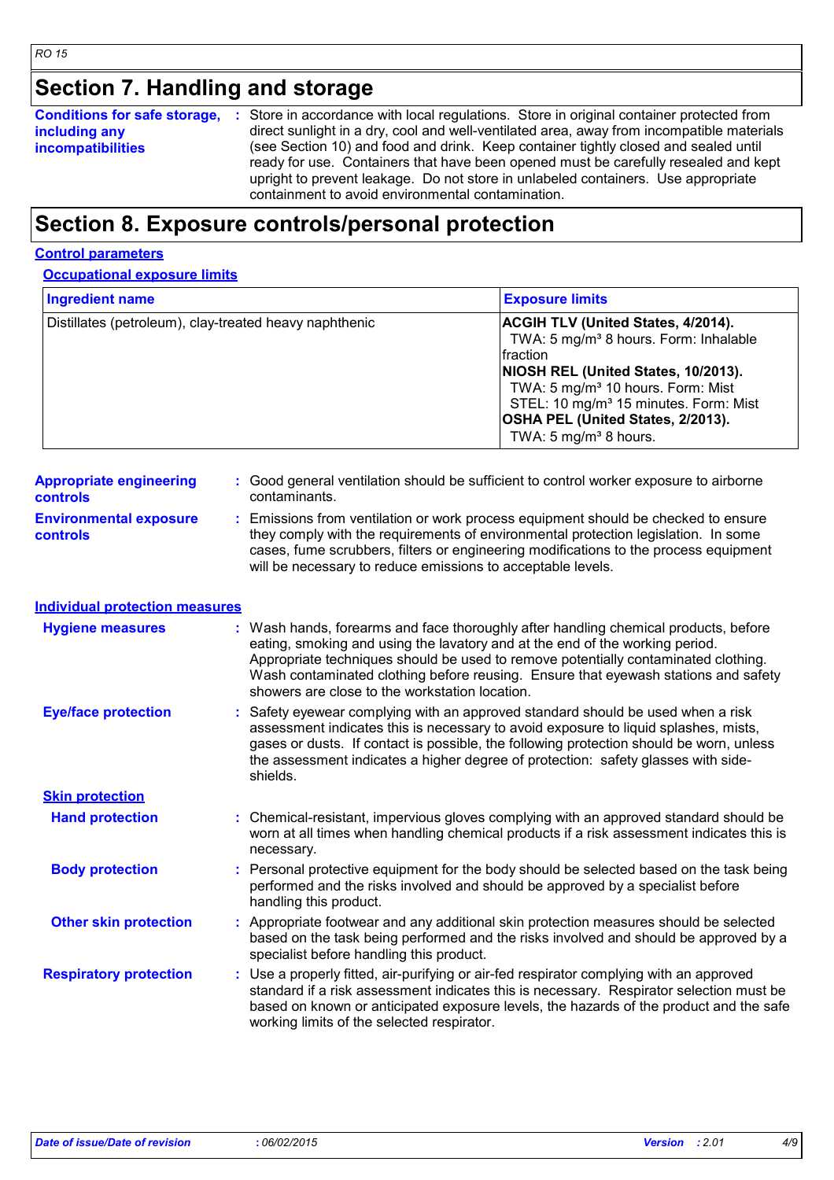## Section 7. Handling and storage

**Conditions for safe storage, including any incompatibilities** : Store in accordance with local regulations. Store in original container protected from direct sunlight in a dry, cool and well-ventilated area, away from incompatible materials (see Section 10) and food and drink. Keep container tightly closed and sealed until ready for use. Containers that have been opened must be carefully resealed and kept upright to prevent leakage. Do not store in unlabeled containers. Use appropriate containment to avoid environmental contamination.

## Section 8. Exposure controls/personal protection

### Control parameters

#### Occupational exposure limits

| Ingredient name | Exposure limits |
|---|---|
| Distillates (petroleum), clay-treated heavy naphthenic | **ACGIH TLV (United States, 4/2014).**<br>TWA: 5 mg/m³ 8 hours. Form: Inhalable fraction<br>**NIOSH REL (United States, 10/2013).**<br>TWA: 5 mg/m³ 10 hours. Form: Mist<br>STEL: 10 mg/m³ 15 minutes. Form: Mist<br>**OSHA PEL (United States, 2/2013).**<br>TWA: 5 mg/m³ 8 hours. |

**Appropriate engineering controls** : Good general ventilation should be sufficient to control worker exposure to airborne contaminants.

**Environmental exposure controls** : Emissions from ventilation or work process equipment should be checked to ensure they comply with the requirements of environmental protection legislation. In some cases, fume scrubbers, filters or engineering modifications to the process equipment will be necessary to reduce emissions to acceptable levels.

### Individual protection measures

**Hygiene measures** : Wash hands, forearms and face thoroughly after handling chemical products, before eating, smoking and using the lavatory and at the end of the working period. Appropriate techniques should be used to remove potentially contaminated clothing. Wash contaminated clothing before reusing. Ensure that eyewash stations and safety showers are close to the workstation location.

**Eye/face protection** : Safety eyewear complying with an approved standard should be used when a risk assessment indicates this is necessary to avoid exposure to liquid splashes, mists, gases or dusts. If contact is possible, the following protection should be worn, unless the assessment indicates a higher degree of protection: safety glasses with side-shields.

**Skin protection**

**Hand protection** : Chemical-resistant, impervious gloves complying with an approved standard should be worn at all times when handling chemical products if a risk assessment indicates this is necessary.

**Body protection** : Personal protective equipment for the body should be selected based on the task being performed and the risks involved and should be approved by a specialist before handling this product.

**Other skin protection** : Appropriate footwear and any additional skin protection measures should be selected based on the task being performed and the risks involved and should be approved by a specialist before handling this product.

**Respiratory protection** : Use a properly fitted, air-purifying or air-fed respirator complying with an approved standard if a risk assessment indicates this is necessary. Respirator selection must be based on known or anticipated exposure levels, the hazards of the product and the safe working limits of the selected respirator.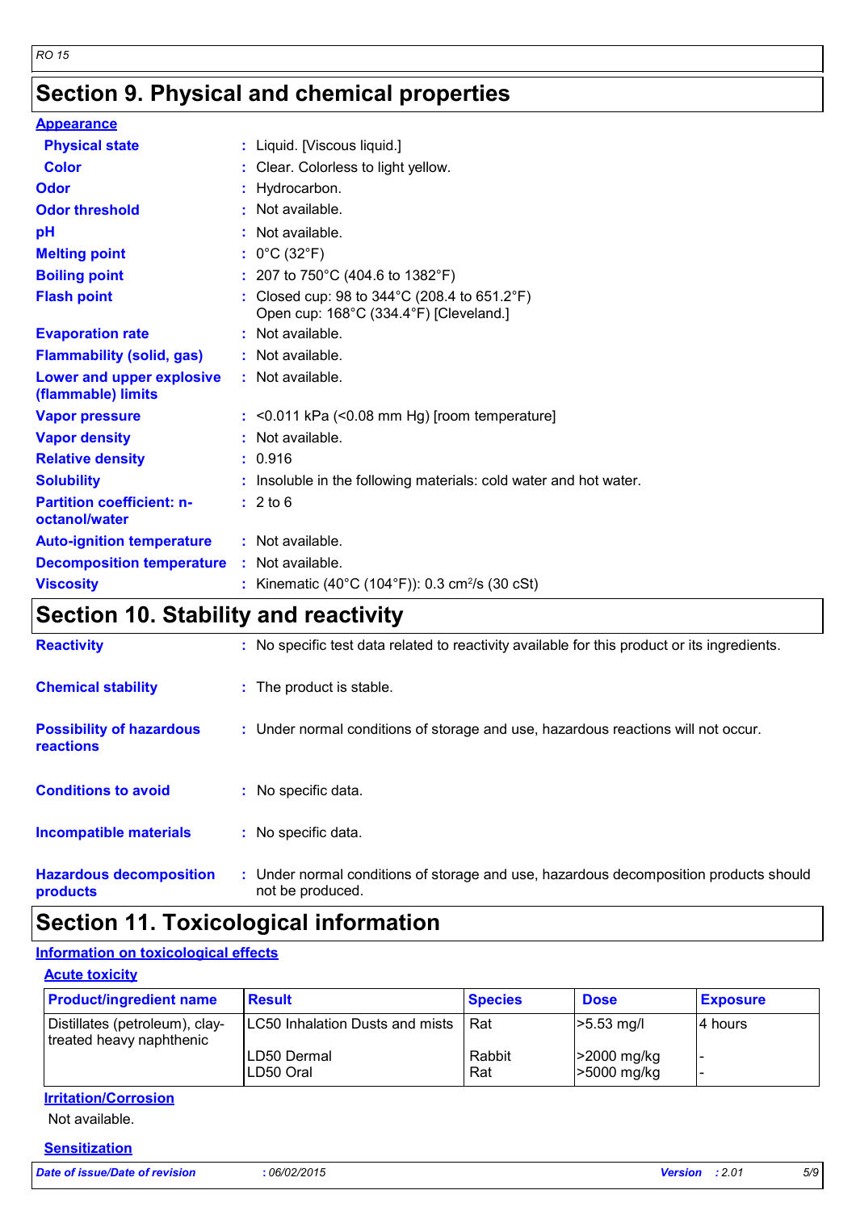# Section 9. Physical and chemical properties

## Appearance

| | |
|---|---|
| **Physical state** | : Liquid. [Viscous liquid.] |
| **Color** | : Clear. Colorless to light yellow. |
| **Odor** | : Hydrocarbon. |
| **Odor threshold** | : Not available. |
| **pH** | : Not available. |
| **Melting point** | : 0°C (32°F) |
| **Boiling point** | : 207 to 750°C (404.6 to 1382°F) |
| **Flash point** | : Closed cup: 98 to 344°C (208.4 to 651.2°F)<br>Open cup: 168°C (334.4°F) [Cleveland.] |
| **Evaporation rate** | : Not available. |
| **Flammability (solid, gas)** | : Not available. |
| **Lower and upper explosive (flammable) limits** | : Not available. |
| **Vapor pressure** | : <0.011 kPa (<0.08 mm Hg) [room temperature] |
| **Vapor density** | : Not available. |
| **Relative density** | : 0.916 |
| **Solubility** | : Insoluble in the following materials: cold water and hot water. |
| **Partition coefficient: n-octanol/water** | : 2 to 6 |
| **Auto-ignition temperature** | : Not available. |
| **Decomposition temperature** | : Not available. |
| **Viscosity** | : Kinematic (40°C (104°F)): 0.3 $cm^2/s$ (30 cSt) |

# Section 10. Stability and reactivity

| | |
|---|---|
| **Reactivity** | : No specific test data related to reactivity available for this product or its ingredients. |
| **Chemical stability** | : The product is stable. |
| **Possibility of hazardous reactions** | : Under normal conditions of storage and use, hazardous reactions will not occur. |
| **Conditions to avoid** | : No specific data. |
| **Incompatible materials** | : No specific data. |
| **Hazardous decomposition products** | : Under normal conditions of storage and use, hazardous decomposition products should not be produced. |

# Section 11. Toxicological information

## Information on toxicological effects

### Acute toxicity

| Product/ingredient name | Result | Species | Dose | Exposure |
|---|---|---|---|---|
| Distillates (petroleum), clay-treated heavy naphthenic | LC50 Inhalation Dusts and mists | Rat | >5.53 mg/l | 4 hours |
| | LD50 Dermal | Rabbit | >2000 mg/kg | - |
| | LD50 Oral | Rat | >5000 mg/kg | - |

### Irritation/Corrosion

Not available.

### Sensitization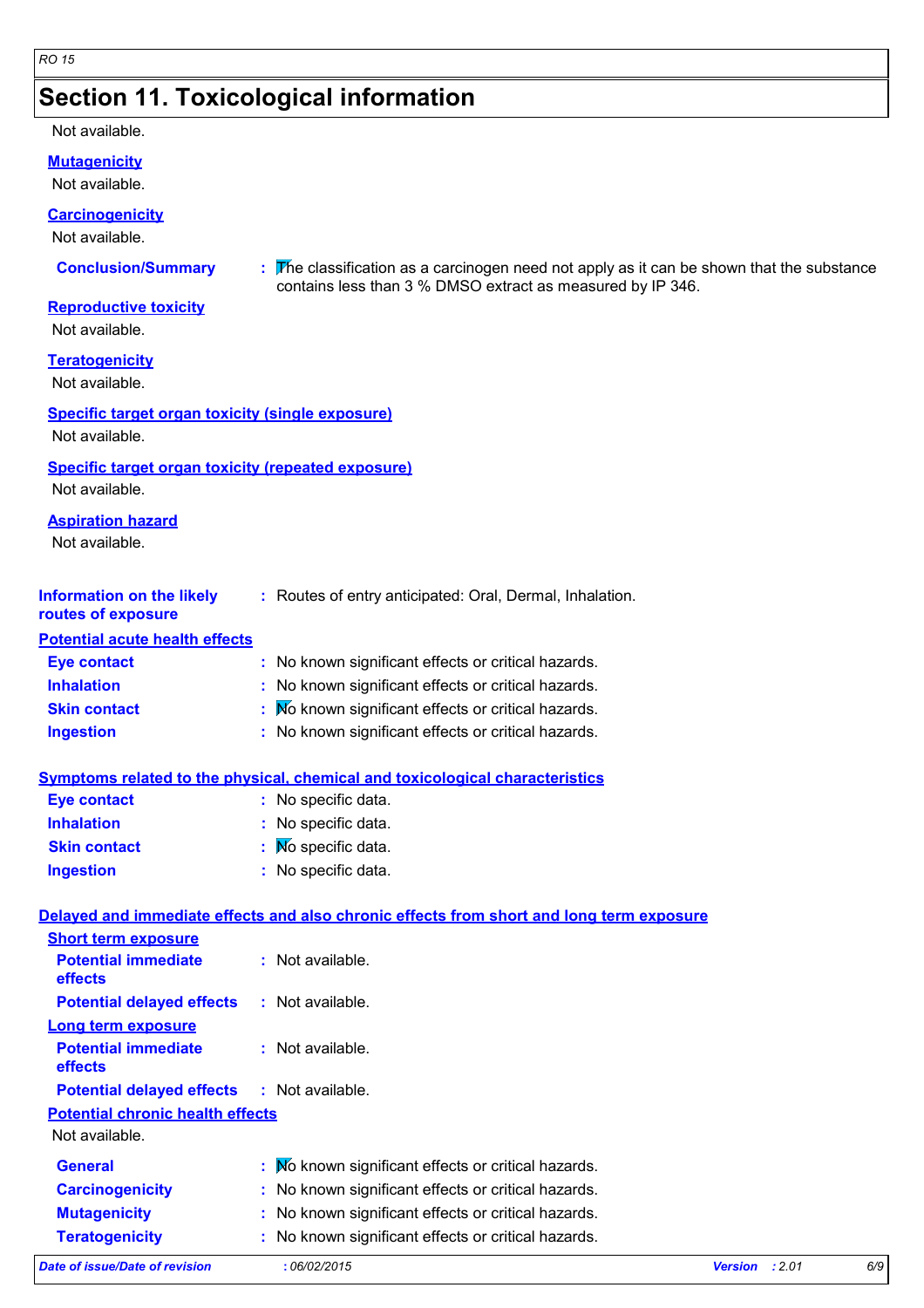## Section 11. Toxicological information

Not available.

**Mutagenicity**

Not available.

**Carcinogenicity**

Not available.

**Conclusion/Summary** : The classification as a carcinogen need not apply as it can be shown that the substance contains less than 3 % DMSO extract as measured by IP 346.

**Reproductive toxicity**

Not available.

**Teratogenicity**

Not available.

**Specific target organ toxicity (single exposure)**

Not available.

**Specific target organ toxicity (repeated exposure)**

Not available.

**Aspiration hazard**

Not available.

**Information on the likely routes of exposure** : Routes of entry anticipated: Oral, Dermal, Inhalation.

**Potential acute health effects**

- **Eye contact** : No known significant effects or critical hazards.
- **Inhalation** : No known significant effects or critical hazards.
- **Skin contact** : No known significant effects or critical hazards.
- **Ingestion** : No known significant effects or critical hazards.

**Symptoms related to the physical, chemical and toxicological characteristics**

- **Eye contact** : No specific data.
- **Inhalation** : No specific data.
- **Skin contact** : No specific data.
- **Ingestion** : No specific data.

**Delayed and immediate effects and also chronic effects from short and long term exposure**

**Short term exposure**

- **Potential immediate effects** : Not available.
- **Potential delayed effects** : Not available.

**Long term exposure**

- **Potential immediate effects** : Not available.
- **Potential delayed effects** : Not available.

**Potential chronic health effects**

Not available.

- **General** : No known significant effects or critical hazards.
- **Carcinogenicity** : No known significant effects or critical hazards.
- **Mutagenicity** : No known significant effects or critical hazards.
- **Teratogenicity** : No known significant effects or critical hazards.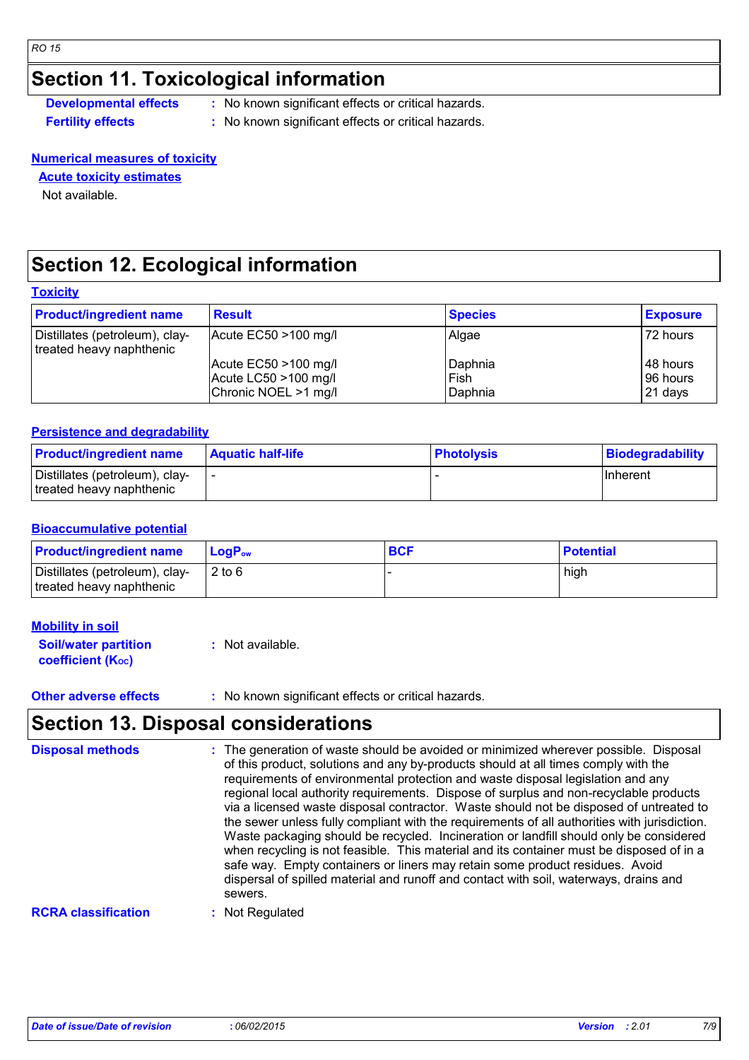## Section 11. Toxicological information

**Developmental effects** : No known significant effects or critical hazards.

**Fertility effects** : No known significant effects or critical hazards.

**Numerical measures of toxicity**

**Acute toxicity estimates**

Not available.

## Section 12. Ecological information

**Toxicity**

| Product/ingredient name | Result | Species | Exposure |
|---|---|---|---|
| Distillates (petroleum), clay-treated heavy naphthenic | Acute EC50 >100 mg/l | Algae | 72 hours |
| | Acute EC50 >100 mg/l | Daphnia | 48 hours |
| | Acute LC50 >100 mg/l | Fish | 96 hours |
| | Chronic NOEL >1 mg/l | Daphnia | 21 days |

**Persistence and degradability**

| Product/ingredient name | Aquatic half-life | Photolysis | Biodegradability |
|---|---|---|---|
| Distillates (petroleum), clay-treated heavy naphthenic | - | - | Inherent |

**Bioaccumulative potential**

| Product/ingredient name | $LogP_{ow}$ | BCF | Potential |
|---|---|---|---|
| Distillates (petroleum), clay-treated heavy naphthenic | 2 to 6 | - | high |

**Mobility in soil**

**Soil/water partition coefficient ($K_{OC}$)** : Not available.

**Other adverse effects** : No known significant effects or critical hazards.

## Section 13. Disposal considerations

**Disposal methods** : The generation of waste should be avoided or minimized wherever possible. Disposal of this product, solutions and any by-products should at all times comply with the requirements of environmental protection and waste disposal legislation and any regional local authority requirements. Dispose of surplus and non-recyclable products via a licensed waste disposal contractor. Waste should not be disposed of untreated to the sewer unless fully compliant with the requirements of all authorities with jurisdiction. Waste packaging should be recycled. Incineration or landfill should only be considered when recycling is not feasible. This material and its container must be disposed of in a safe way. Empty containers or liners may retain some product residues. Avoid dispersal of spilled material and runoff and contact with soil, waterways, drains and sewers.

**RCRA classification** : Not Regulated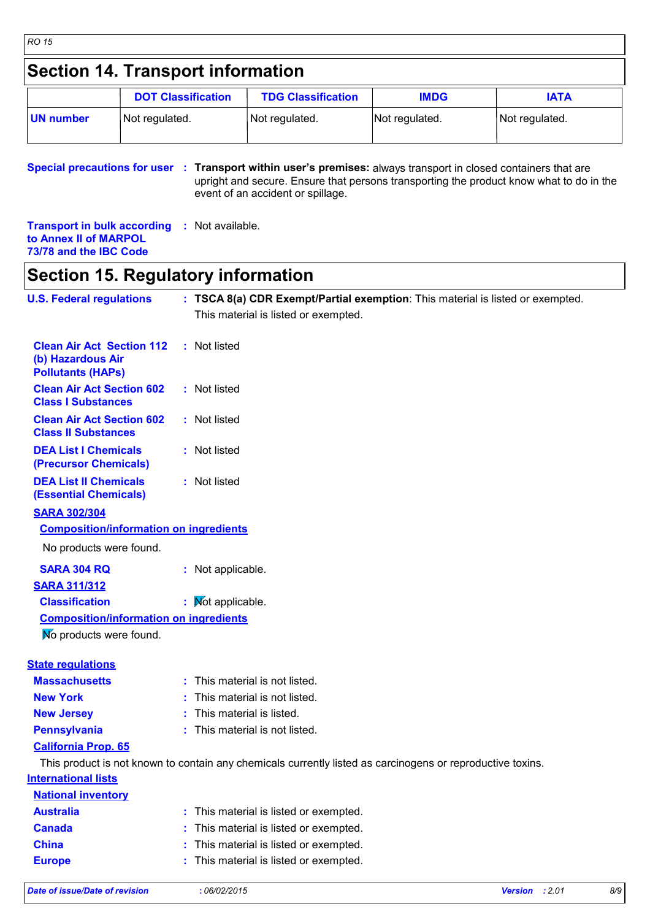## Section 14. Transport information

| | DOT Classification | TDG Classification | IMDG | IATA |
|---|---|---|---|---|
| **UN number** | Not regulated. | Not regulated. | Not regulated. | Not regulated. |

**Special precautions for user** : **Transport within user's premises:** always transport in closed containers that are upright and secure. Ensure that persons transporting the product know what to do in the event of an accident or spillage.

**Transport in bulk according to Annex II of MARPOL 73/78 and the IBC Code** : Not available.

## Section 15. Regulatory information

**U.S. Federal regulations** : **TSCA 8(a) CDR Exempt/Partial exemption**: This material is listed or exempted.

This material is listed or exempted.

**Clean Air Act Section 112 (b) Hazardous Air Pollutants (HAPs)** : Not listed

**Clean Air Act Section 602 Class I Substances** : Not listed

**Clean Air Act Section 602 Class II Substances** : Not listed

**DEA List I Chemicals (Precursor Chemicals)** : Not listed

**DEA List II Chemicals (Essential Chemicals)** : Not listed

**SARA 302/304**

**Composition/information on ingredients**

No products were found.

**SARA 304 RQ** : Not applicable.

**SARA 311/312**

**Classification** : Not applicable.

**Composition/information on ingredients**

No products were found.

**State regulations**

**Massachusetts** : This material is not listed.

**New York** : This material is not listed.

**New Jersey** : This material is listed.

**Pennsylvania** : This material is not listed.

**California Prop. 65**

This product is not known to contain any chemicals currently listed as carcinogens or reproductive toxins.

**International lists**

**National inventory**

**Australia** : This material is listed or exempted.

**Canada** : This material is listed or exempted.

**China** : This material is listed or exempted.

**Europe** : This material is listed or exempted.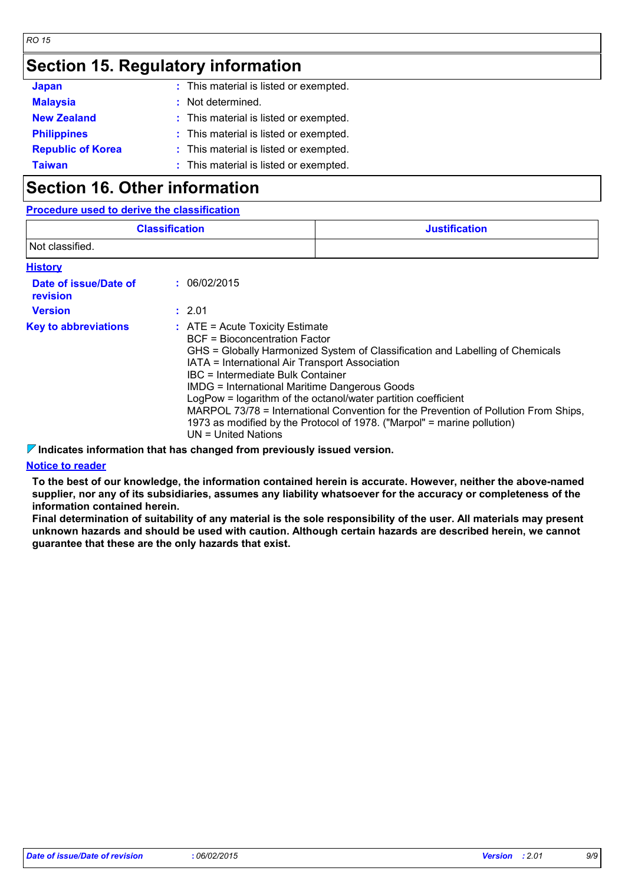## Section 15. Regulatory information

**Japan** : This material is listed or exempted.

**Malaysia** : Not determined.

**New Zealand** : This material is listed or exempted.

**Philippines** : This material is listed or exempted.

**Republic of Korea** : This material is listed or exempted.

**Taiwan** : This material is listed or exempted.

## Section 16. Other information

**Procedure used to derive the classification**

| Classification | Justification |
|---|---|
| Not classified. | |

**History**

**Date of issue/Date of revision** : 06/02/2015

**Version** : 2.01

**Key to abbreviations** : ATE = Acute Toxicity Estimate
BCF = Bioconcentration Factor
GHS = Globally Harmonized System of Classification and Labelling of Chemicals
IATA = International Air Transport Association
IBC = Intermediate Bulk Container
IMDG = International Maritime Dangerous Goods
LogPow = logarithm of the octanol/water partition coefficient
MARPOL 73/78 = International Convention for the Prevention of Pollution From Ships, 1973 as modified by the Protocol of 1978. ("Marpol" = marine pollution)
UN = United Nations

**Indicates information that has changed from previously issued version.**

**Notice to reader**

**To the best of our knowledge, the information contained herein is accurate. However, neither the above-named supplier, nor any of its subsidiaries, assumes any liability whatsoever for the accuracy or completeness of the information contained herein.**

**Final determination of suitability of any material is the sole responsibility of the user. All materials may present unknown hazards and should be used with caution. Although certain hazards are described herein, we cannot guarantee that these are the only hazards that exist.**